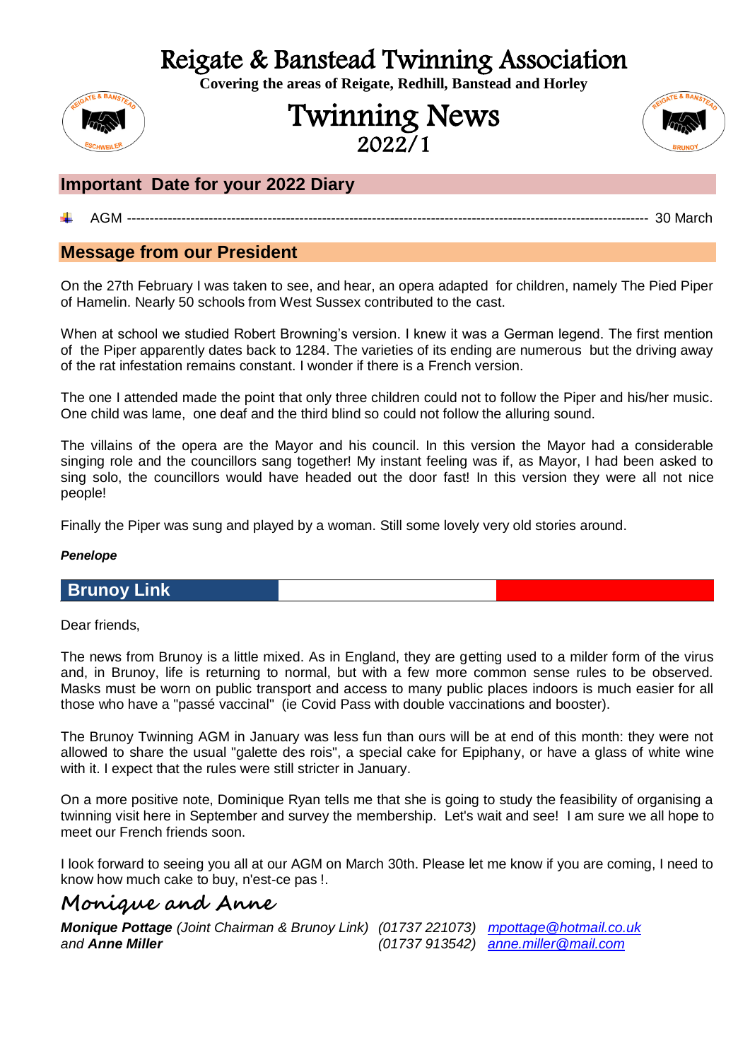# Reigate & Banstead Twinning Association

**Covering the areas of Reigate, Redhill, Banstead and Horley**

# Twinning News

## 2022/1

## Important Date for your 2022 Diary

- AGM ---------------------------------------------------------------------------------------------------------------- 30 March

## Message from our President

On the 27th February I was taken to see, and hear, an opera adapted for children, namely The Pied Piper of Hamelin. Nearly 50 schools from West Sussex contributed to the cast.

When at school we studied Robert Browning's version. I knew it was a German legend. The first mention of the Piper apparently dates back to 1284. The varieties of its ending are numerous but the driving away of the rat infestation remains constant. I wonder if there is a French version.

The one I attended made the point that only three children could not to follow the Piper and his/her music. One child was lame, one deaf and the third blind so could not follow the alluring sound.

The villains of the opera are the Mayor and his council. In this version the Mayor had a considerable singing role and the councillors sang together! My instant feeling was if, as Mayor, I had been asked to sing solo, the councillors would have headed out the door fast! In this version they were all not nice people!

Finally the Piper was sung and played by a woman. Still some lovely very old stories around.

***Penelope***

## Brunoy Link

Dear friends,

The news from Brunoy is a little mixed. As in England, they are getting used to a milder form of the virus and, in Brunoy, life is returning to normal, but with a few more common sense rules to be observed. Masks must be worn on public transport and access to many public places indoors is much easier for all those who have a "passé vaccinal" (ie Covid Pass with double vaccinations and booster).

The Brunoy Twinning AGM in January was less fun than ours will be at end of this month: they were not allowed to share the usual "galette des rois", a special cake for Epiphany, or have a glass of white wine with it. I expect that the rules were still stricter in January.

On a more positive note, Dominique Ryan tells me that she is going to study the feasibility of organising a twinning visit here in September and survey the membership. Let's wait and see! I am sure we all hope to meet our French friends soon.

I look forward to seeing you all at our AGM on March 30th. Please let me know if you are coming, I need to know how much cake to buy, n'est-ce pas !.

*Monique and Anne*

***Monique Pottage*** *(Joint Chairman & Brunoy Link) (01737 221073) mpottage@hotmail.co.uk*
*and* ***Anne Miller*** *(01737 913542) anne.miller@mail.com*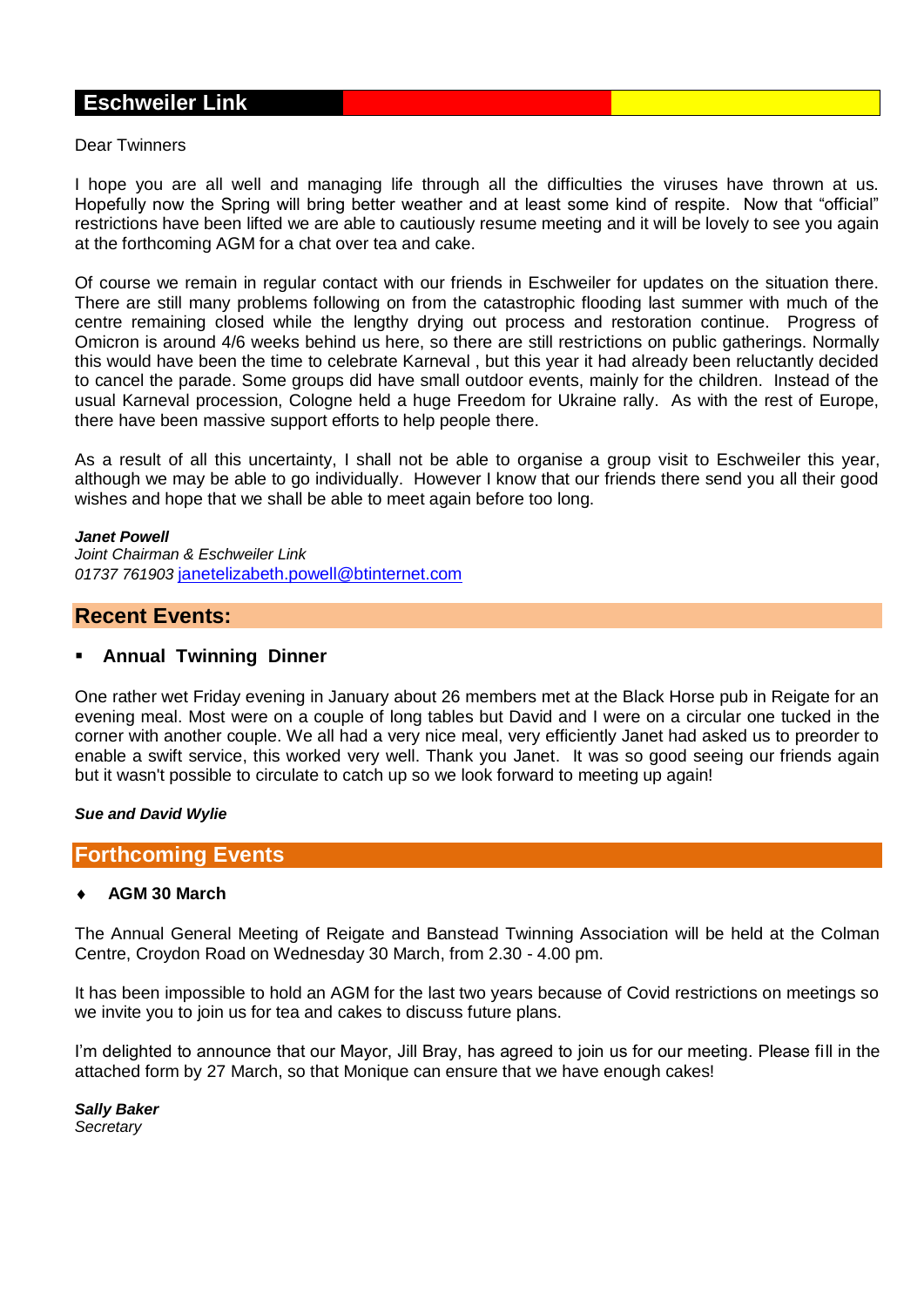## Eschweiler Link

Dear Twinners

I hope you are all well and managing life through all the difficulties the viruses have thrown at us. Hopefully now the Spring will bring better weather and at least some kind of respite. Now that "official" restrictions have been lifted we are able to cautiously resume meeting and it will be lovely to see you again at the forthcoming AGM for a chat over tea and cake.

Of course we remain in regular contact with our friends in Eschweiler for updates on the situation there. There are still many problems following on from the catastrophic flooding last summer with much of the centre remaining closed while the lengthy drying out process and restoration continue. Progress of Omicron is around 4/6 weeks behind us here, so there are still restrictions on public gatherings. Normally this would have been the time to celebrate Karneval , but this year it had already been reluctantly decided to cancel the parade. Some groups did have small outdoor events, mainly for the children. Instead of the usual Karneval procession, Cologne held a huge Freedom for Ukraine rally. As with the rest of Europe, there have been massive support efforts to help people there.

As a result of all this uncertainty, I shall not be able to organise a group visit to Eschweiler this year, although we may be able to go individually. However I know that our friends there send you all their good wishes and hope that we shall be able to meet again before too long.

***Janet Powell***
*Joint Chairman & Eschweiler Link*
*01737 761903* janetelizabeth.powell@btinternet.com

## Recent Events:

- **Annual Twinning Dinner**

One rather wet Friday evening in January about 26 members met at the Black Horse pub in Reigate for an evening meal. Most were on a couple of long tables but David and I were on a circular one tucked in the corner with another couple. We all had a very nice meal, very efficiently Janet had asked us to preorder to enable a swift service, this worked very well. Thank you Janet. It was so good seeing our friends again but it wasn't possible to circulate to catch up so we look forward to meeting up again!

***Sue and David Wylie***

## Forthcoming Events

- **AGM 30 March**

The Annual General Meeting of Reigate and Banstead Twinning Association will be held at the Colman Centre, Croydon Road on Wednesday 30 March, from 2.30 - 4.00 pm.

It has been impossible to hold an AGM for the last two years because of Covid restrictions on meetings so we invite you to join us for tea and cakes to discuss future plans.

I'm delighted to announce that our Mayor, Jill Bray, has agreed to join us for our meeting. Please fill in the attached form by 27 March, so that Monique can ensure that we have enough cakes!

***Sally Baker***
*Secretary*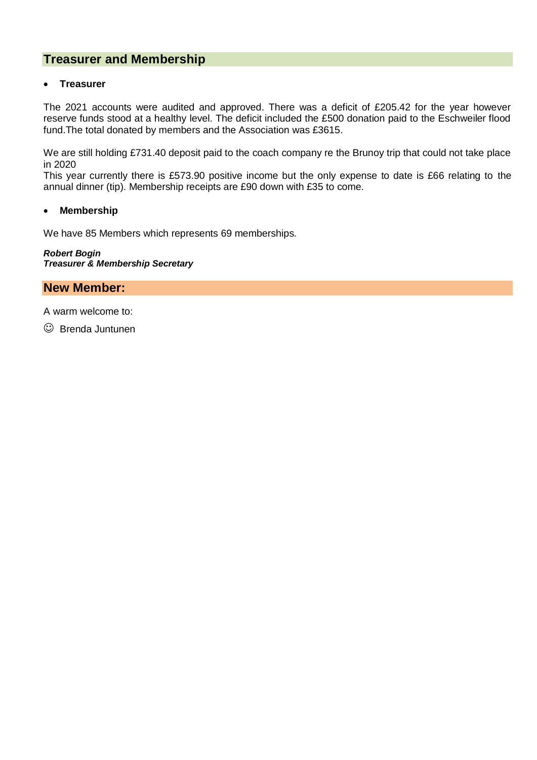## Treasurer and Membership

- **Treasurer**

The 2021 accounts were audited and approved. There was a deficit of £205.42 for the year however reserve funds stood at a healthy level. The deficit included the £500 donation paid to the Eschweiler flood fund.The total donated by members and the Association was £3615.

We are still holding £731.40 deposit paid to the coach company re the Brunoy trip that could not take place in 2020
This year currently there is £573.90 positive income but the only expense to date is £66 relating to the annual dinner (tip). Membership receipts are £90 down with £35 to come.

- **Membership**

We have 85 Members which represents 69 memberships.

***Robert Bogin***
***Treasurer & Membership Secretary***

## New Member:

A warm welcome to:

☺ Brenda Juntunen